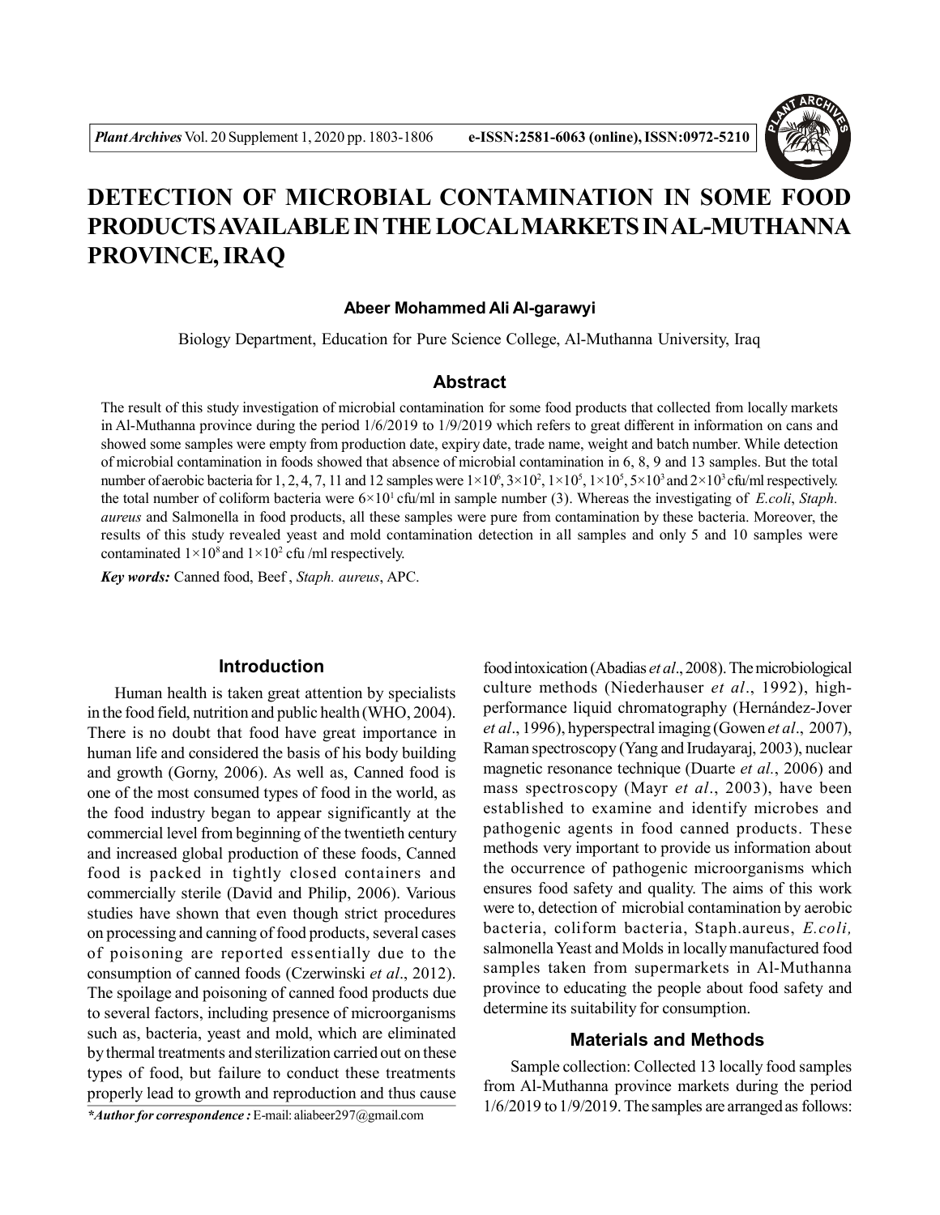# DETECTION OF MICROBIAL CONTAMINATION IN SOME FOOD PRODUCTS AVAILABLE IN THE LOCAL MARKETS IN AL-MUTHANNA PROVINCE, IRAQ

**Abeer Mohammed Ali Al-garawyi**

Biology Department, Education for Pure Science College, Al-Muthanna University, Iraq

## Abstract

The result of this study investigation of microbial contamination for some food products that collected from locally markets in Al-Muthanna province during the period 1/6/2019 to 1/9/2019 which refers to great different in information on cans and showed some samples were empty from production date, expiry date, trade name, weight and batch number. While detection of microbial contamination in foods showed that absence of microbial contamination in 6, 8, 9 and 13 samples. But the total number of aerobic bacteria for 1, 2, 4, 7, 11 and 12 samples were $1\times10^6$, $3\times10^2$, $1\times10^5$, $1\times10^5$, $5\times10^3$ and $2\times10^3$ cfu/ml respectively. the total number of coliform bacteria were $6\times10^1$ cfu/ml in sample number (3). Whereas the investigating of *E.coli*, *Staph. aureus* and Salmonella in food products, all these samples were pure from contamination by these bacteria. Moreover, the results of this study revealed yeast and mold contamination detection in all samples and only 5 and 10 samples were contaminated $1\times10^8$ and $1\times10^2$ cfu /ml respectively.

***Key words:*** Canned food, Beef , *Staph. aureus*, APC.

## Introduction

Human health is taken great attention by specialists in the food field, nutrition and public health (WHO, 2004). There is no doubt that food have great importance in human life and considered the basis of his body building and growth (Gorny, 2006). As well as, Canned food is one of the most consumed types of food in the world, as the food industry began to appear significantly at the commercial level from beginning of the twentieth century and increased global production of these foods, Canned food is packed in tightly closed containers and commercially sterile (David and Philip, 2006). Various studies have shown that even though strict procedures on processing and canning of food products, several cases of poisoning are reported essentially due to the consumption of canned foods (Czerwinski *et al*., 2012). The spoilage and poisoning of canned food products due to several factors, including presence of microorganisms such as, bacteria, yeast and mold, which are eliminated by thermal treatments and sterilization carried out on these types of food, but failure to conduct these treatments properly lead to growth and reproduction and thus cause food intoxication (Abadias *et al*., 2008). The microbiological culture methods (Niederhauser *et al*., 1992), high-performance liquid chromatography (Hernández-Jover *et al*., 1996), hyperspectral imaging (Gowen *et al*., 2007), Raman spectroscopy (Yang and Irudayaraj, 2003), nuclear magnetic resonance technique (Duarte *et al*., 2006) and mass spectroscopy (Mayr *et al*., 2003), have been established to examine and identify microbes and pathogenic agents in food canned products. These methods very important to provide us information about the occurrence of pathogenic microorganisms which ensures food safety and quality. The aims of this work were to, detection of microbial contamination by aerobic bacteria, coliform bacteria, Staph.aureus, *E.coli,* salmonella Yeast and Molds in locally manufactured food samples taken from supermarkets in Al-Muthanna province to educating the people about food safety and determine its suitability for consumption.

## Materials and Methods

Sample collection: Collected 13 locally food samples from Al-Muthanna province markets during the period 1/6/2019 to 1/9/2019. The samples are arranged as follows:

***Author for correspondence :*** E-mail: aliabeer297@gmail.com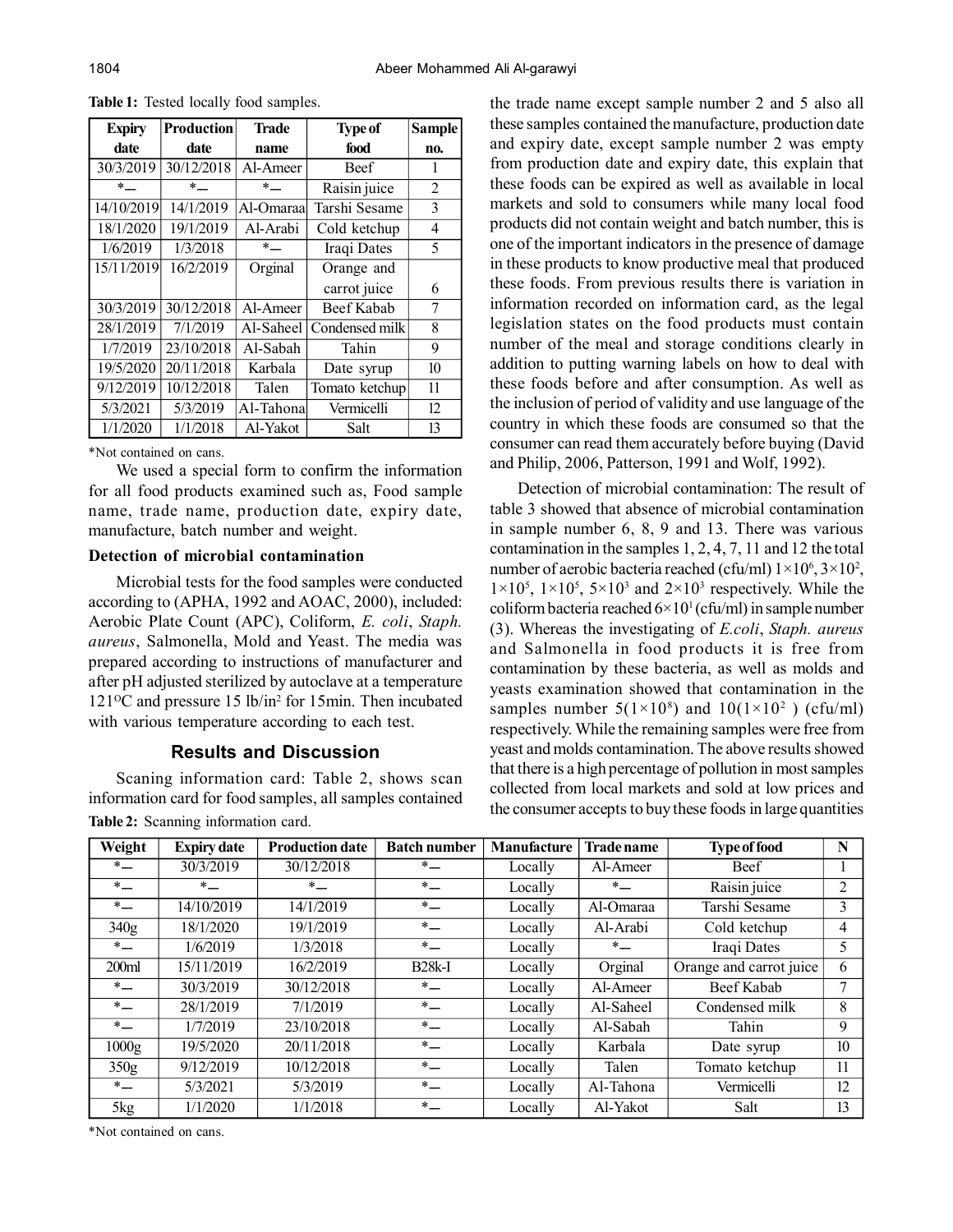**Table 1:** Tested locally food samples.

| Expiry date | Production date | Trade name | Type of food | Sample no. |
|---|---|---|---|---|
| 30/3/2019 | 30/12/2018 | Al-Ameer | Beef | 1 |
| *— | *— | *— | Raisin juice | 2 |
| 14/10/2019 | 14/1/2019 | Al-Omaraa | Tarshi Sesame | 3 |
| 18/1/2020 | 19/1/2019 | Al-Arabi | Cold ketchup | 4 |
| 1/6/2019 | 1/3/2018 | *— | Iraqi Dates | 5 |
| 15/11/2019 | 16/2/2019 | Orginal | Orange and carrot juice | 6 |
| 30/3/2019 | 30/12/2018 | Al-Ameer | Beef Kabab | 7 |
| 28/1/2019 | 7/1/2019 | Al-Saheel | Condensed milk | 8 |
| 1/7/2019 | 23/10/2018 | Al-Sabah | Tahin | 9 |
| 19/5/2020 | 20/11/2018 | Karbala | Date syrup | 10 |
| 9/12/2019 | 10/12/2018 | Talen | Tomato ketchup | 11 |
| 5/3/2021 | 5/3/2019 | Al-Tahona | Vermicelli | 12 |
| 1/1/2020 | 1/1/2018 | Al-Yakot | Salt | 13 |

*Not contained on cans.

We used a special form to confirm the information for all food products examined such as, Food sample name, trade name, production date, expiry date, manufacture, batch number and weight.

### Detection of microbial contamination

Microbial tests for the food samples were conducted according to (APHA, 1992 and AOAC, 2000), included: Aerobic Plate Count (APC), Coliform, *E. coli*, *Staph. aureus*, Salmonella, Mold and Yeast. The media was prepared according to instructions of manufacturer and after pH adjusted sterilized by autoclave at a temperature 121°C and pressure 15 lb/in$^2$ for 15min. Then incubated with various temperature according to each test.

## Results and Discussion

Scaning information card: Table 2, shows scan information card for food samples, all samples contained the trade name except sample number 2 and 5 also all these samples contained the manufacture, production date and expiry date, except sample number 2 was empty from production date and expiry date, this explain that these foods can be expired as well as available in local markets and sold to consumers while many local food products did not contain weight and batch number, this is one of the important indicators in the presence of damage in these products to know productive meal that produced these foods. From previous results there is variation in information recorded on information card, as the legal legislation states on the food products must contain number of the meal and storage conditions clearly in addition to putting warning labels on how to deal with these foods before and after consumption. As well as the inclusion of period of validity and use language of the country in which these foods are consumed so that the consumer can read them accurately before buying (David and Philip, 2006, Patterson, 1991 and Wolf, 1992).

Detection of microbial contamination: The result of table 3 showed that absence of microbial contamination in sample number 6, 8, 9 and 13. There was various contamination in the samples 1, 2, 4, 7, 11 and 12 the total number of aerobic bacteria reached (cfu/ml) $1\times10^6$, $3\times10^2$, $1\times10^5$, $1\times10^5$, $5\times10^3$ and $2\times10^3$ respectively. While the coliform bacteria reached $6\times10^1$ (cfu/ml) in sample number (3). Whereas the investigating of *E.coli*, *Staph. aureus* and Salmonella in food products it is free from contamination by these bacteria, as well as molds and yeasts examination showed that contamination in the samples number 5($1\times10^8$) and 10($1\times10^2$ ) (cfu/ml) respectively. While the remaining samples were free from yeast and molds contamination. The above results showed that there is a high percentage of pollution in most samples collected from local markets and sold at low prices and the consumer accepts to buy these foods in large quantities

**Table 2:** Scanning information card.

| Weight | Expiry date | Production date | Batch number | Manufacture | Trade name | Type of food | N |
|---|---|---|---|---|---|---|---|
| *— | 30/3/2019 | 30/12/2018 | *— | Locally | Al-Ameer | Beef | 1 |
| *— | *— | *— | *— | Locally | *— | Raisin juice | 2 |
| *— | 14/10/2019 | 14/1/2019 | *— | Locally | Al-Omaraa | Tarshi Sesame | 3 |
| 340g | 18/1/2020 | 19/1/2019 | *— | Locally | Al-Arabi | Cold ketchup | 4 |
| *— | 1/6/2019 | 1/3/2018 | *— | Locally | *— | Iraqi Dates | 5 |
| 200ml | 15/11/2019 | 16/2/2019 | B28k-I | Locally | Orginal | Orange and carrot juice | 6 |
| *— | 30/3/2019 | 30/12/2018 | *— | Locally | Al-Ameer | Beef Kabab | 7 |
| *— | 28/1/2019 | 7/1/2019 | *— | Locally | Al-Saheel | Condensed milk | 8 |
| *— | 1/7/2019 | 23/10/2018 | *— | Locally | Al-Sabah | Tahin | 9 |
| 1000g | 19/5/2020 | 20/11/2018 | *— | Locally | Karbala | Date syrup | 10 |
| 350g | 9/12/2019 | 10/12/2018 | *— | Locally | Talen | Tomato ketchup | 11 |
| *— | 5/3/2021 | 5/3/2019 | *— | Locally | Al-Tahona | Vermicelli | 12 |
| 5kg | 1/1/2020 | 1/1/2018 | *— | Locally | Al-Yakot | Salt | 13 |

*Not contained on cans.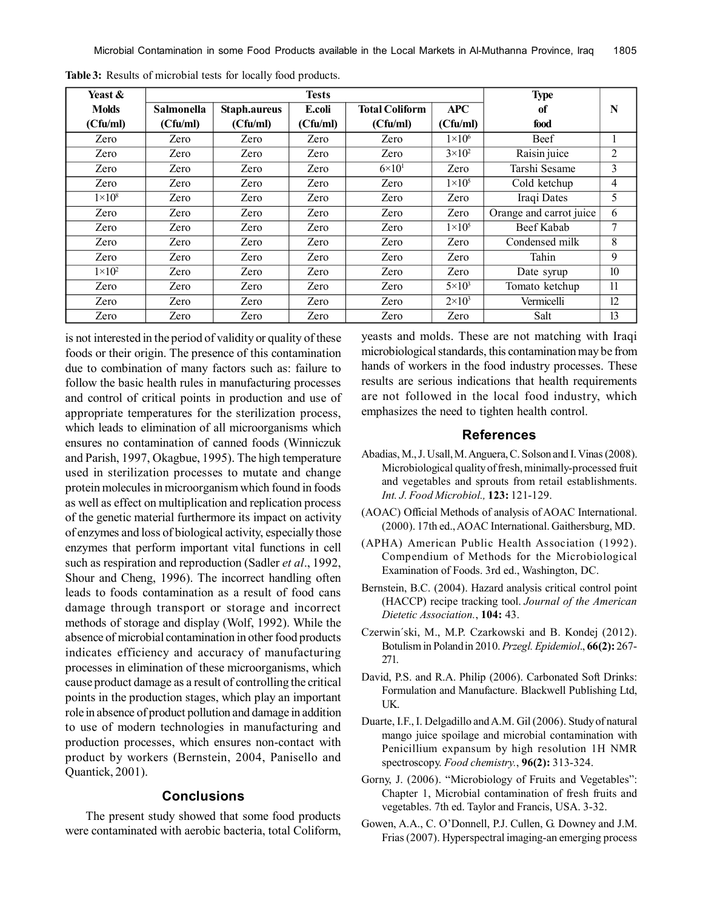**Table 3:** Results of microbial tests for locally food products.

| Yeast & Molds (Cfu/ml) | Tests | | | | | Type of food | N |
|---|---|---|---|---|---|---|---|
| | Salmonella (Cfu/ml) | Staph.aureus (Cfu/ml) | E.coli (Cfu/ml) | Total Coliform (Cfu/ml) | APC (Cfu/ml) | | |
| Zero | Zero | Zero | Zero | Zero | $1\times10^6$ | Beef | 1 |
| Zero | Zero | Zero | Zero | Zero | $3\times10^2$ | Raisin juice | 2 |
| Zero | Zero | Zero | Zero | $6\times10^1$ | Zero | Tarshi Sesame | 3 |
| Zero | Zero | Zero | Zero | Zero | $1\times10^5$ | Cold ketchup | 4 |
| $1\times10^8$ | Zero | Zero | Zero | Zero | Zero | Iraqi Dates | 5 |
| Zero | Zero | Zero | Zero | Zero | Zero | Orange and carrot juice | 6 |
| Zero | Zero | Zero | Zero | Zero | $1\times10^5$ | Beef Kabab | 7 |
| Zero | Zero | Zero | Zero | Zero | Zero | Condensed milk | 8 |
| Zero | Zero | Zero | Zero | Zero | Zero | Tahin | 9 |
| $1\times10^2$ | Zero | Zero | Zero | Zero | Zero | Date syrup | 10 |
| Zero | Zero | Zero | Zero | Zero | $5\times10^3$ | Tomato ketchup | 11 |
| Zero | Zero | Zero | Zero | Zero | $2\times10^3$ | Vermicelli | 12 |
| Zero | Zero | Zero | Zero | Zero | Zero | Salt | 13 |

is not interested in the period of validity or quality of these foods or their origin. The presence of this contamination due to combination of many factors such as: failure to follow the basic health rules in manufacturing processes and control of critical points in production and use of appropriate temperatures for the sterilization process, which leads to elimination of all microorganisms which ensures no contamination of canned foods (Winniczuk and Parish, 1997, Okagbue, 1995). The high temperature used in sterilization processes to mutate and change protein molecules in microorganism which found in foods as well as effect on multiplication and replication process of the genetic material furthermore its impact on activity of enzymes and loss of biological activity, especially those enzymes that perform important vital functions in cell such as respiration and reproduction (Sadler *et al*., 1992, Shour and Cheng, 1996). The incorrect handling often leads to foods contamination as a result of food cans damage through transport or storage and incorrect methods of storage and display (Wolf, 1992). While the absence of microbial contamination in other food products indicates efficiency and accuracy of manufacturing processes in elimination of these microorganisms, which cause product damage as a result of controlling the critical points in the production stages, which play an important role in absence of product pollution and damage in addition to use of modern technologies in manufacturing and production processes, which ensures non-contact with product by workers (Bernstein, 2004, Panisello and Quantick, 2001).

## Conclusions

The present study showed that some food products were contaminated with aerobic bacteria, total Coliform, yeasts and molds. These are not matching with Iraqi microbiological standards, this contamination may be from hands of workers in the food industry processes. These results are serious indications that health requirements are not followed in the local food industry, which emphasizes the need to tighten health control.

## References

Abadias, M., J. Usall, M. Anguera, C. Solson and I. Vinas (2008). Microbiological quality of fresh, minimally-processed fruit and vegetables and sprouts from retail establishments. *Int. J. Food Microbiol.,* **123:** 121-129.

(AOAC) Official Methods of analysis of AOAC International. (2000). 17th ed., AOAC International. Gaithersburg, MD.

(APHA) American Public Health Association (1992). Compendium of Methods for the Microbiological Examination of Foods. 3rd ed., Washington, DC.

Bernstein, B.C. (2004). Hazard analysis critical control point (HACCP) recipe tracking tool. *Journal of the American Dietetic Association.*, **104:** 43.

Czerwin´ski, M., M.P. Czarkowski and B. Kondej (2012). Botulism in Poland in 2010. *Przegl. Epidemiol*., **66(2):** 267-271.

David, P.S. and R.A. Philip (2006). Carbonated Soft Drinks: Formulation and Manufacture. Blackwell Publishing Ltd, UK.

Duarte, I.F., I. Delgadillo and A.M. Gil (2006). Study of natural mango juice spoilage and microbial contamination with Penicillium expansum by high resolution 1H NMR spectroscopy. *Food chemistry.*, **96(2):** 313-324.

Gorny, J. (2006). "Microbiology of Fruits and Vegetables": Chapter 1, Microbial contamination of fresh fruits and vegetables. 7th ed. Taylor and Francis, USA. 3-32.

Gowen, A.A., C. O'Donnell, P.J. Cullen, G. Downey and J.M. Frias (2007). Hyperspectral imaging-an emerging process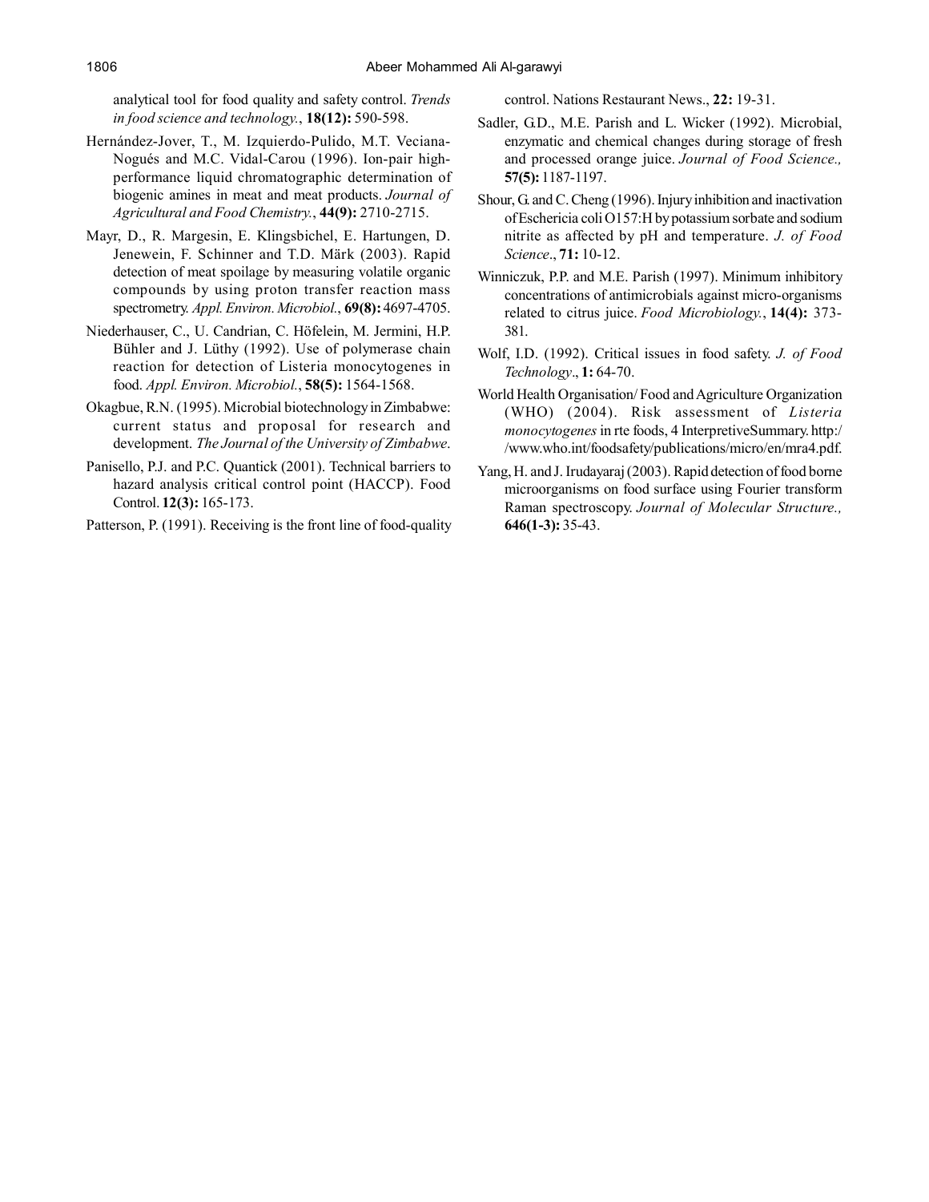analytical tool for food quality and safety control. *Trends in food science and technology.*, **18(12):** 590-598.

Hernández-Jover, T., M. Izquierdo-Pulido, M.T. Veciana-Nogués and M.C. Vidal-Carou (1996). Ion-pair high-performance liquid chromatographic determination of biogenic amines in meat and meat products. *Journal of Agricultural and Food Chemistry.*, **44(9):** 2710-2715.

Mayr, D., R. Margesin, E. Klingsbichel, E. Hartungen, D. Jenewein, F. Schinner and T.D. Märk (2003). Rapid detection of meat spoilage by measuring volatile organic compounds by using proton transfer reaction mass spectrometry. *Appl. Environ. Microbiol.*, **69(8):** 4697-4705.

Niederhauser, C., U. Candrian, C. Höfelein, M. Jermini, H.P. Bühler and J. Lüthy (1992). Use of polymerase chain reaction for detection of Listeria monocytogenes in food. *Appl. Environ. Microbiol.*, **58(5):** 1564-1568.

Okagbue, R.N. (1995). Microbial biotechnology in Zimbabwe: current status and proposal for research and development. *The Journal of the University of Zimbabwe*.

Panisello, P.J. and P.C. Quantick (2001). Technical barriers to hazard analysis critical control point (HACCP). Food Control. **12(3):** 165-173.

Patterson, P. (1991). Receiving is the front line of food-quality control. Nations Restaurant News., **22:** 19-31.

Sadler, G.D., M.E. Parish and L. Wicker (1992). Microbial, enzymatic and chemical changes during storage of fresh and processed orange juice. *Journal of Food Science.,* **57(5):** 1187-1197.

Shour, G. and C. Cheng (1996). Injury inhibition and inactivation of Eschericia coli O157:H by potassium sorbate and sodium nitrite as affected by pH and temperature. *J. of Food Science*., **71:** 10-12.

Winniczuk, P.P. and M.E. Parish (1997). Minimum inhibitory concentrations of antimicrobials against micro-organisms related to citrus juice. *Food Microbiology.*, **14(4):** 373-381.

Wolf, I.D. (1992). Critical issues in food safety. *J. of Food Technology*., **1:** 64-70.

World Health Organisation/ Food and Agriculture Organization (WHO) (2004). Risk assessment of *Listeria monocytogenes* in rte foods, 4 InterpretiveSummary. http://www.who.int/foodsafety/publications/micro/en/mra4.pdf.

Yang, H. and J. Irudayaraj (2003). Rapid detection of food borne microorganisms on food surface using Fourier transform Raman spectroscopy. *Journal of Molecular Structure.,* **646(1-3):** 35-43.